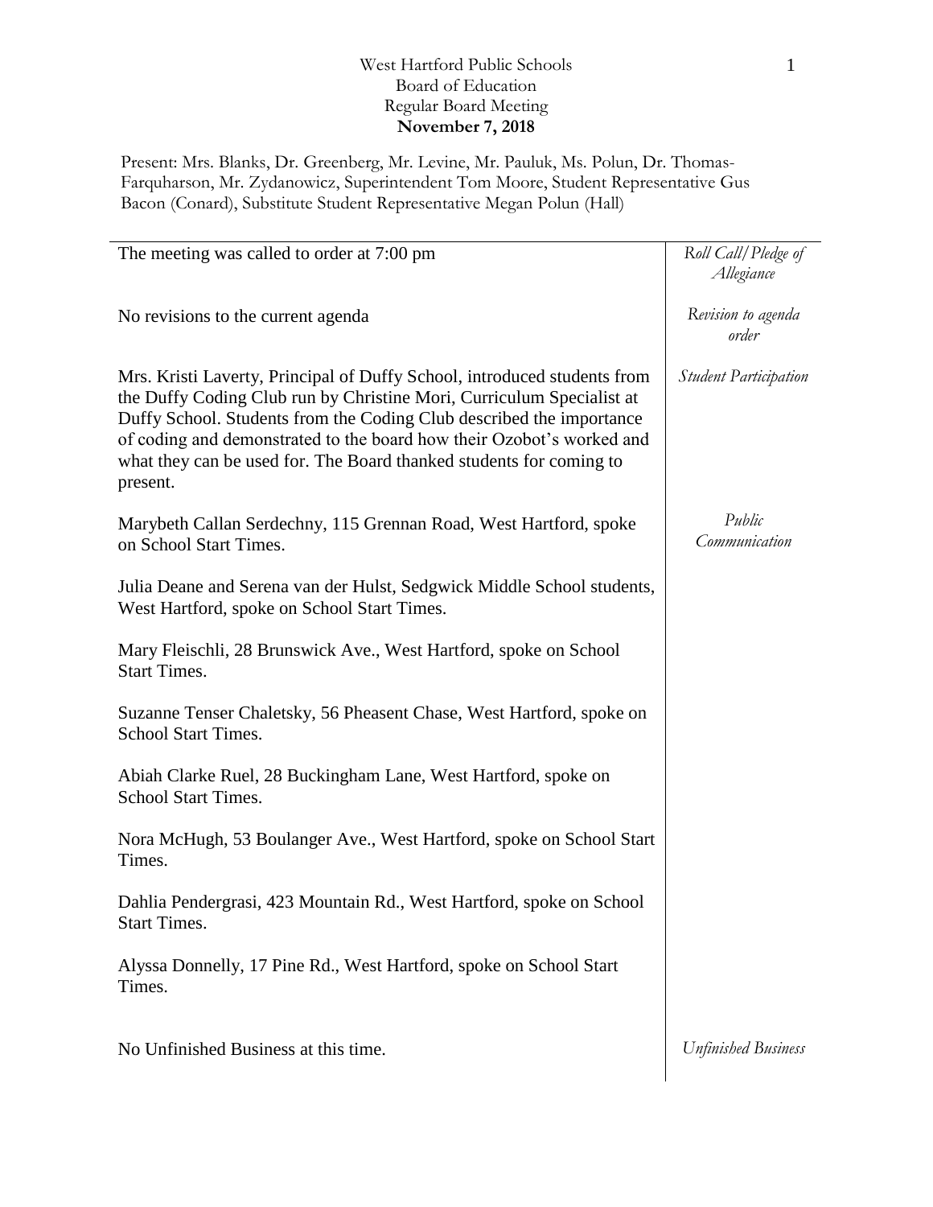West Hartford Public Schools
Board of Education
Regular Board Meeting
**November 7, 2018**

Present: Mrs. Blanks, Dr. Greenberg, Mr. Levine, Mr. Pauluk, Ms. Polun, Dr. Thomas-Farquharson, Mr. Zydanowicz, Superintendent Tom Moore, Student Representative Gus Bacon (Conard), Substitute Student Representative Megan Polun (Hall)

| | |
|---|---|
| The meeting was called to order at 7:00 pm | *Roll Call/Pledge of Allegiance* |
| No revisions to the current agenda | *Revision to agenda order* |
| Mrs. Kristi Laverty, Principal of Duffy School, introduced students from the Duffy Coding Club run by Christine Mori, Curriculum Specialist at Duffy School. Students from the Coding Club described the importance of coding and demonstrated to the board how their Ozobot's worked and what they can be used for. The Board thanked students for coming to present. | *Student Participation* |
| Marybeth Callan Serdechny, 115 Grennan Road, West Hartford, spoke on School Start Times. | *Public Communication* |
| Julia Deane and Serena van der Hulst, Sedgwick Middle School students, West Hartford, spoke on School Start Times. | |
| Mary Fleischli, 28 Brunswick Ave., West Hartford, spoke on School Start Times. | |
| Suzanne Tenser Chaletsky, 56 Pheasent Chase, West Hartford, spoke on School Start Times. | |
| Abiah Clarke Ruel, 28 Buckingham Lane, West Hartford, spoke on School Start Times. | |
| Nora McHugh, 53 Boulanger Ave., West Hartford, spoke on School Start Times. | |
| Dahlia Pendergrasi, 423 Mountain Rd., West Hartford, spoke on School Start Times. | |
| Alyssa Donnelly, 17 Pine Rd., West Hartford, spoke on School Start Times. | |
| No Unfinished Business at this time. | *Unfinished Business* |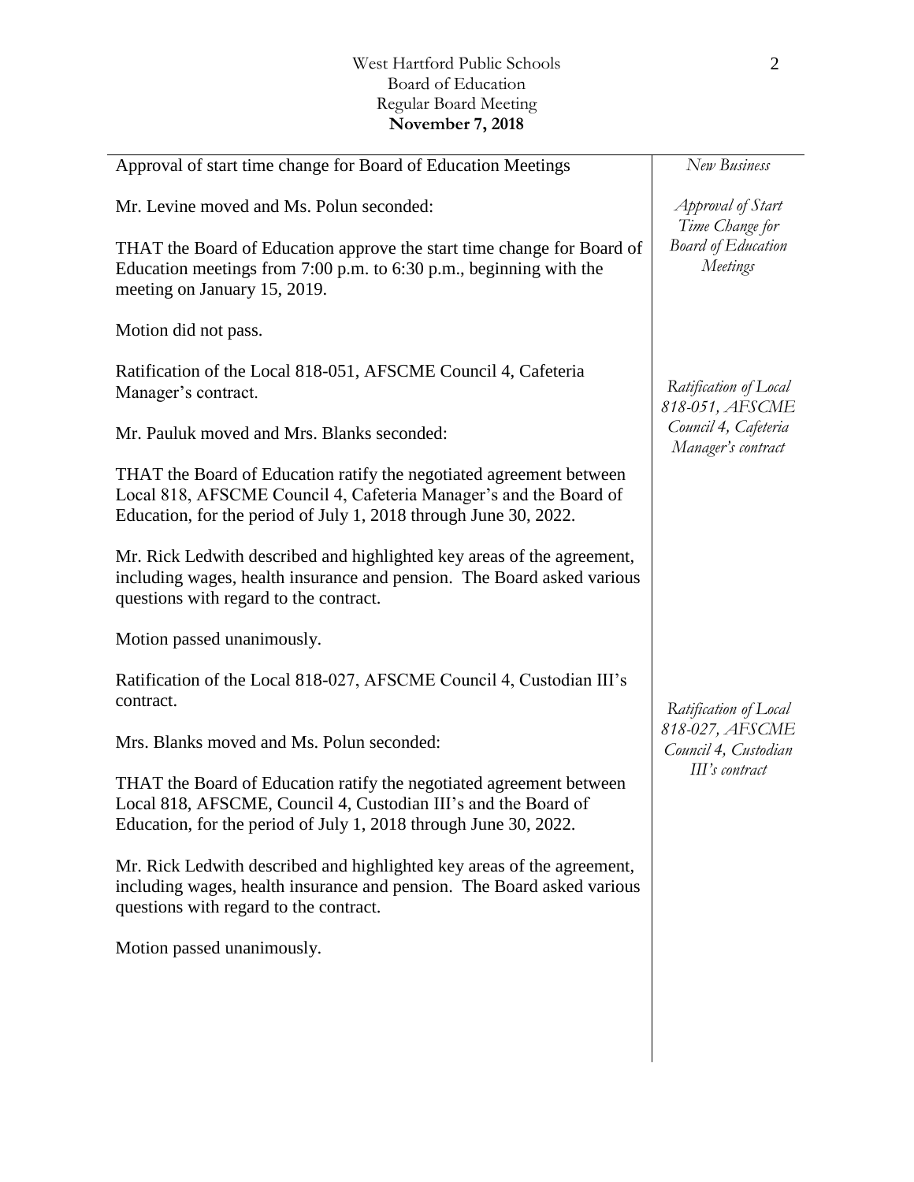Approval of start time change for Board of Education Meetings

*New Business*

*Approval of Start Time Change for Board of Education Meetings*

Mr. Levine moved and Ms. Polun seconded:

THAT the Board of Education approve the start time change for Board of Education meetings from 7:00 p.m. to 6:30 p.m., beginning with the meeting on January 15, 2019.

Motion did not pass.

Ratification of the Local 818-051, AFSCME Council 4, Cafeteria Manager's contract.

*Ratification of Local 818-051, AFSCME Council 4, Cafeteria Manager's contract*

Mr. Pauluk moved and Mrs. Blanks seconded:

THAT the Board of Education ratify the negotiated agreement between Local 818, AFSCME Council 4, Cafeteria Manager's and the Board of Education, for the period of July 1, 2018 through June 30, 2022.

Mr. Rick Ledwith described and highlighted key areas of the agreement, including wages, health insurance and pension. The Board asked various questions with regard to the contract.

Motion passed unanimously.

Ratification of the Local 818-027, AFSCME Council 4, Custodian III's contract.

*Ratification of Local 818-027, AFSCME Council 4, Custodian III's contract*

Mrs. Blanks moved and Ms. Polun seconded:

THAT the Board of Education ratify the negotiated agreement between Local 818, AFSCME, Council 4, Custodian III's and the Board of Education, for the period of July 1, 2018 through June 30, 2022.

Mr. Rick Ledwith described and highlighted key areas of the agreement, including wages, health insurance and pension. The Board asked various questions with regard to the contract.

Motion passed unanimously.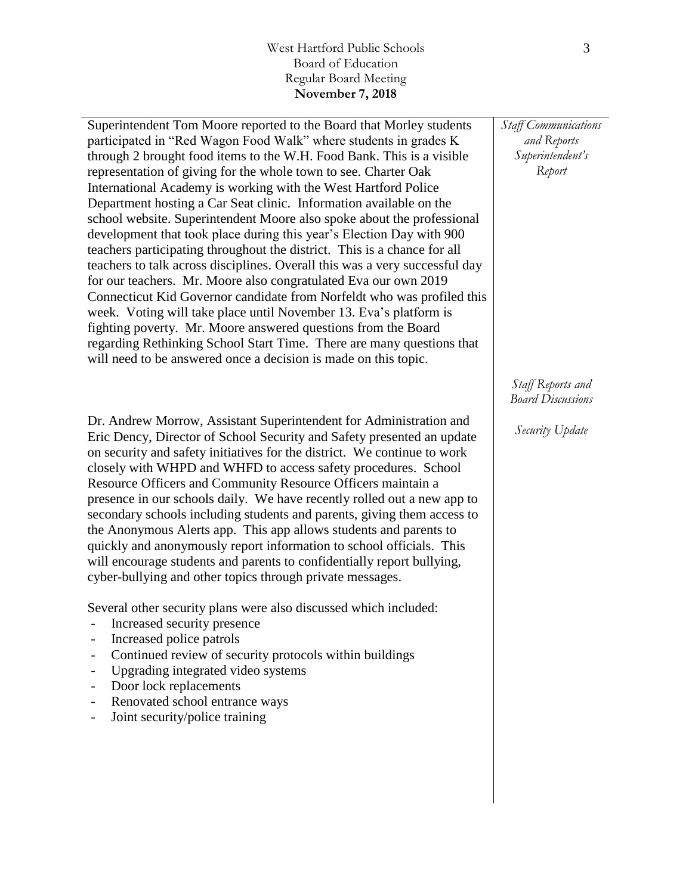*Staff Communications and Reports Superintendent's Report*

Superintendent Tom Moore reported to the Board that Morley students participated in "Red Wagon Food Walk" where students in grades K through 2 brought food items to the W.H. Food Bank. This is a visible representation of giving for the whole town to see. Charter Oak International Academy is working with the West Hartford Police Department hosting a Car Seat clinic. Information available on the school website. Superintendent Moore also spoke about the professional development that took place during this year's Election Day with 900 teachers participating throughout the district. This is a chance for all teachers to talk across disciplines. Overall this was a very successful day for our teachers. Mr. Moore also congratulated Eva our own 2019 Connecticut Kid Governor candidate from Norfeldt who was profiled this week. Voting will take place until November 13. Eva's platform is fighting poverty. Mr. Moore answered questions from the Board regarding Rethinking School Start Time. There are many questions that will need to be answered once a decision is made on this topic.

*Staff Reports and Board Discussions*

*Security Update*

Dr. Andrew Morrow, Assistant Superintendent for Administration and Eric Dency, Director of School Security and Safety presented an update on security and safety initiatives for the district. We continue to work closely with WHPD and WHFD to access safety procedures. School Resource Officers and Community Resource Officers maintain a presence in our schools daily. We have recently rolled out a new app to secondary schools including students and parents, giving them access to the Anonymous Alerts app. This app allows students and parents to quickly and anonymously report information to school officials. This will encourage students and parents to confidentially report bullying, cyber-bullying and other topics through private messages.

Several other security plans were also discussed which included:

- Increased security presence
- Increased police patrols
- Continued review of security protocols within buildings
- Upgrading integrated video systems
- Door lock replacements
- Renovated school entrance ways
- Joint security/police training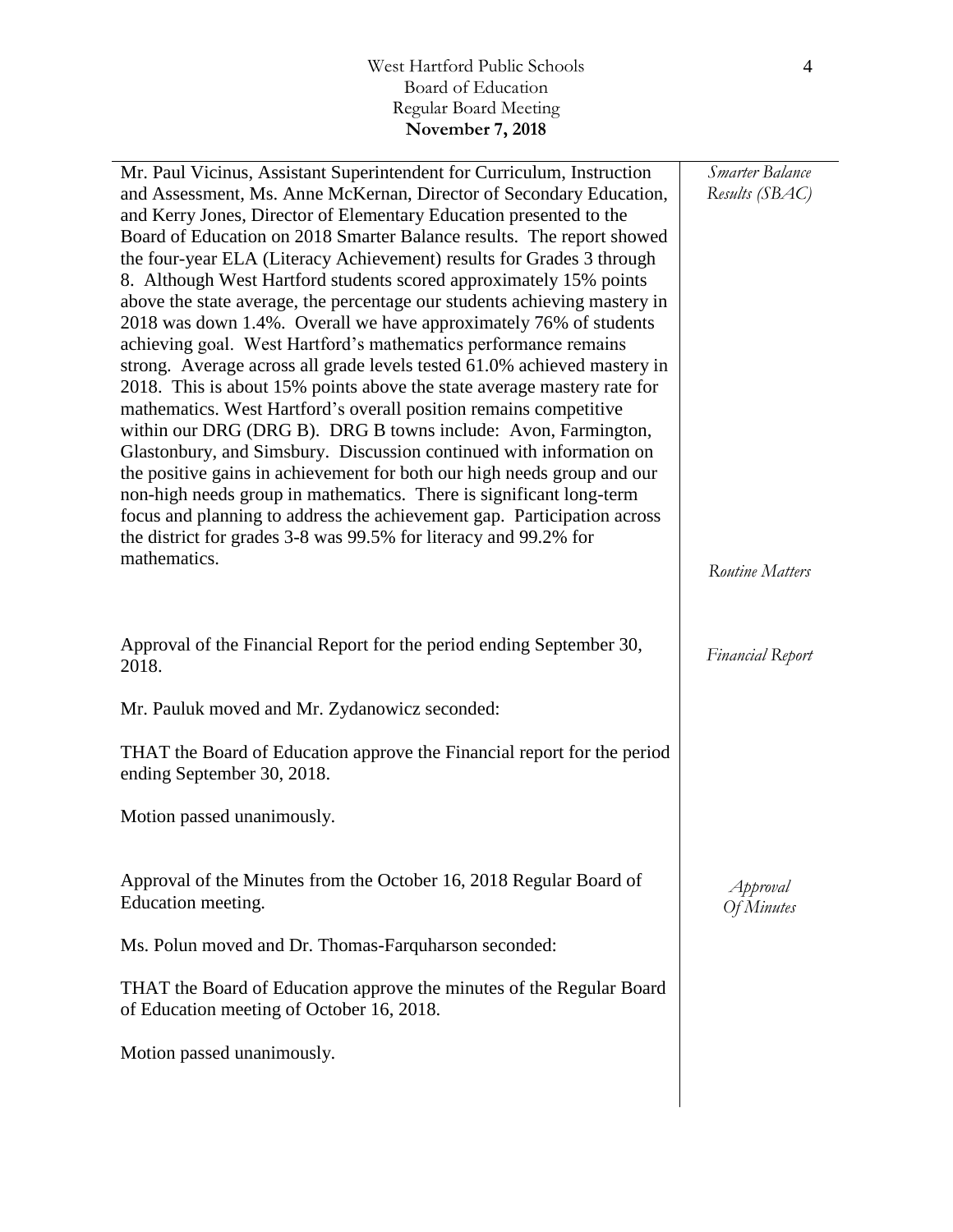*Smarter Balance Results (SBAC)*

Mr. Paul Vicinus, Assistant Superintendent for Curriculum, Instruction and Assessment, Ms. Anne McKernan, Director of Secondary Education, and Kerry Jones, Director of Elementary Education presented to the Board of Education on 2018 Smarter Balance results. The report showed the four-year ELA (Literacy Achievement) results for Grades 3 through 8. Although West Hartford students scored approximately 15% points above the state average, the percentage our students achieving mastery in 2018 was down 1.4%. Overall we have approximately 76% of students achieving goal. West Hartford's mathematics performance remains strong. Average across all grade levels tested 61.0% achieved mastery in 2018. This is about 15% points above the state average mastery rate for mathematics. West Hartford's overall position remains competitive within our DRG (DRG B). DRG B towns include: Avon, Farmington, Glastonbury, and Simsbury. Discussion continued with information on the positive gains in achievement for both our high needs group and our non-high needs group in mathematics. There is significant long-term focus and planning to address the achievement gap. Participation across the district for grades 3-8 was 99.5% for literacy and 99.2% for mathematics.

*Routine Matters*

*Financial Report*

Approval of the Financial Report for the period ending September 30, 2018.

Mr. Pauluk moved and Mr. Zydanowicz seconded:

THAT the Board of Education approve the Financial report for the period ending September 30, 2018.

Motion passed unanimously.

*Approval Of Minutes*

Approval of the Minutes from the October 16, 2018 Regular Board of Education meeting.

Ms. Polun moved and Dr. Thomas-Farquharson seconded:

THAT the Board of Education approve the minutes of the Regular Board of Education meeting of October 16, 2018.

Motion passed unanimously.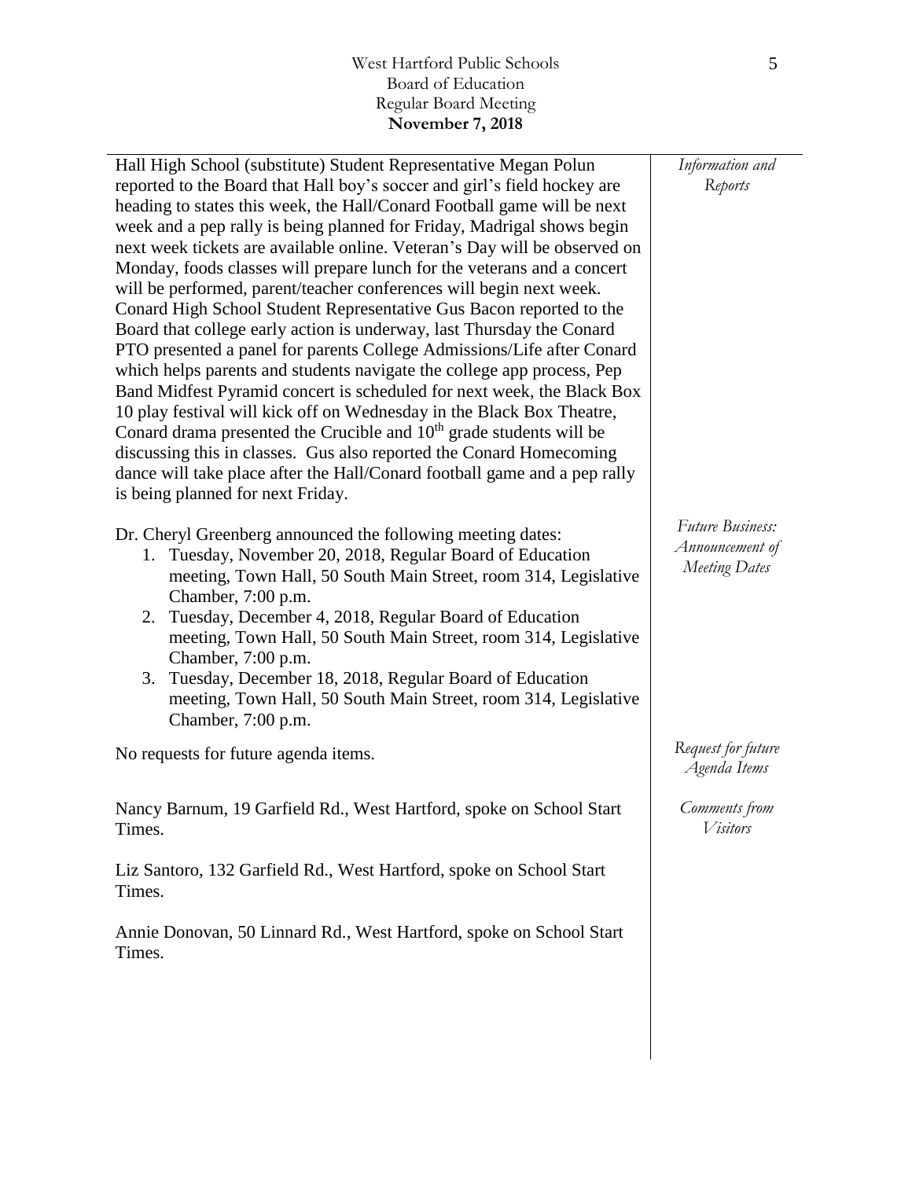Hall High School (substitute) Student Representative Megan Polun reported to the Board that Hall boy's soccer and girl's field hockey are heading to states this week, the Hall/Conard Football game will be next week and a pep rally is being planned for Friday, Madrigal shows begin next week tickets are available online. Veteran's Day will be observed on Monday, foods classes will prepare lunch for the veterans and a concert will be performed, parent/teacher conferences will begin next week. Conard High School Student Representative Gus Bacon reported to the Board that college early action is underway, last Thursday the Conard PTO presented a panel for parents College Admissions/Life after Conard which helps parents and students navigate the college app process, Pep Band Midfest Pyramid concert is scheduled for next week, the Black Box 10 play festival will kick off on Wednesday in the Black Box Theatre, Conard drama presented the Crucible and 10th grade students will be discussing this in classes. Gus also reported the Conard Homecoming dance will take place after the Hall/Conard football game and a pep rally is being planned for next Friday.

*Information and Reports*

Dr. Cheryl Greenberg announced the following meeting dates:

1. Tuesday, November 20, 2018, Regular Board of Education meeting, Town Hall, 50 South Main Street, room 314, Legislative Chamber, 7:00 p.m.
2. Tuesday, December 4, 2018, Regular Board of Education meeting, Town Hall, 50 South Main Street, room 314, Legislative Chamber, 7:00 p.m.
3. Tuesday, December 18, 2018, Regular Board of Education meeting, Town Hall, 50 South Main Street, room 314, Legislative Chamber, 7:00 p.m.

*Future Business: Announcement of Meeting Dates*

No requests for future agenda items.

*Request for future Agenda Items*

Nancy Barnum, 19 Garfield Rd., West Hartford, spoke on School Start Times.

*Comments from Visitors*

Liz Santoro, 132 Garfield Rd., West Hartford, spoke on School Start Times.

Annie Donovan, 50 Linnard Rd., West Hartford, spoke on School Start Times.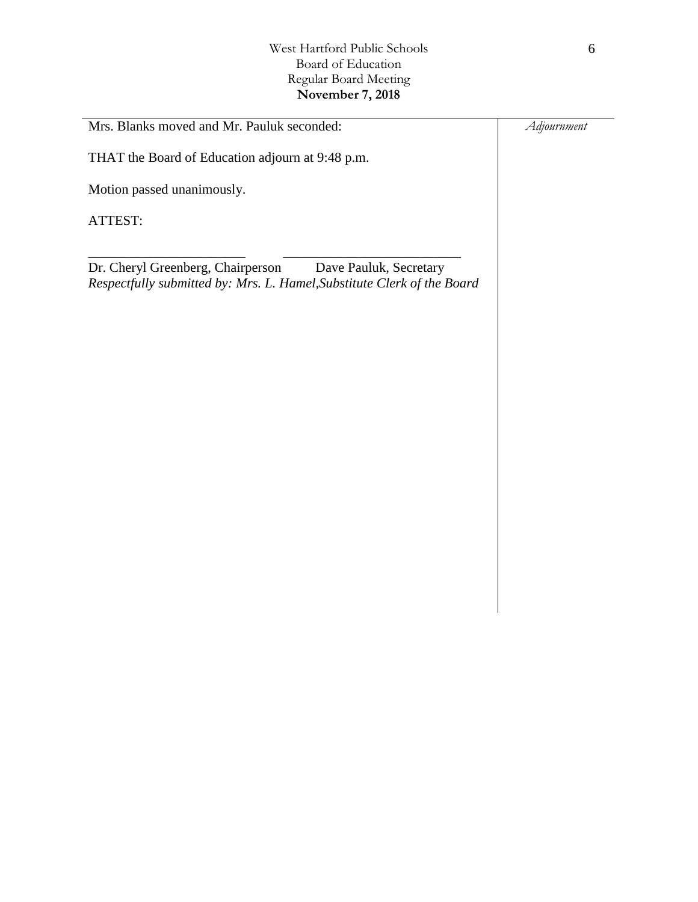Mrs. Blanks moved and Mr. Pauluk seconded: *Adjournment*

THAT the Board of Education adjourn at 9:48 p.m.

Motion passed unanimously.

ATTEST:

\_\_\_\_\_\_\_\_\_\_\_\_\_\_\_\_\_\_\_\_\_\_\_\_ \_\_\_\_\_\_\_\_\_\_\_\_\_\_\_\_\_\_\_\_\_\_\_\_\_\_\_

Dr. Cheryl Greenberg, Chairperson Dave Pauluk, Secretary

*Respectfully submitted by: Mrs. L. Hamel,Substitute Clerk of the Board*